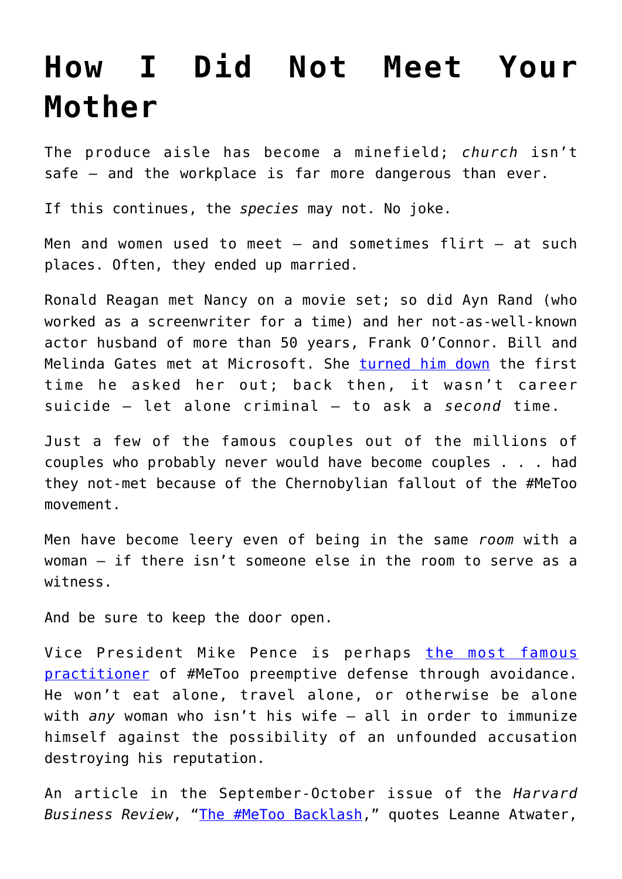# How I Did Not Meet Your Mother

The produce aisle has become a minefield; *church* isn't safe – and the workplace is far more dangerous than ever.

If this continues, the *species* may not. No joke.

Men and women used to meet – and sometimes flirt – at such places. Often, they ended up married.

Ronald Reagan met Nancy on a movie set; so did Ayn Rand (who worked as a screenwriter for a time) and her not-as-well-known actor husband of more than 50 years, Frank O'Connor. Bill and Melinda Gates met at Microsoft. She turned him down the first time he asked her out; back then, it wasn't career suicide – let alone criminal – to ask a *second* time.

Just a few of the famous couples out of the millions of couples who probably never would have become couples . . . had they not-met because of the Chernobylian fallout of the #MeToo movement.

Men have become leery even of being in the same *room* with a woman – if there isn't someone else in the room to serve as a witness.

And be sure to keep the door open.

Vice President Mike Pence is perhaps the most famous practitioner of #MeToo preemptive defense through avoidance. He won't eat alone, travel alone, or otherwise be alone with *any* woman who isn't his wife – all in order to immunize himself against the possibility of an unfounded accusation destroying his reputation.

An article in the September-October issue of the *Harvard Business Review*, "The #MeToo Backlash," quotes Leanne Atwater,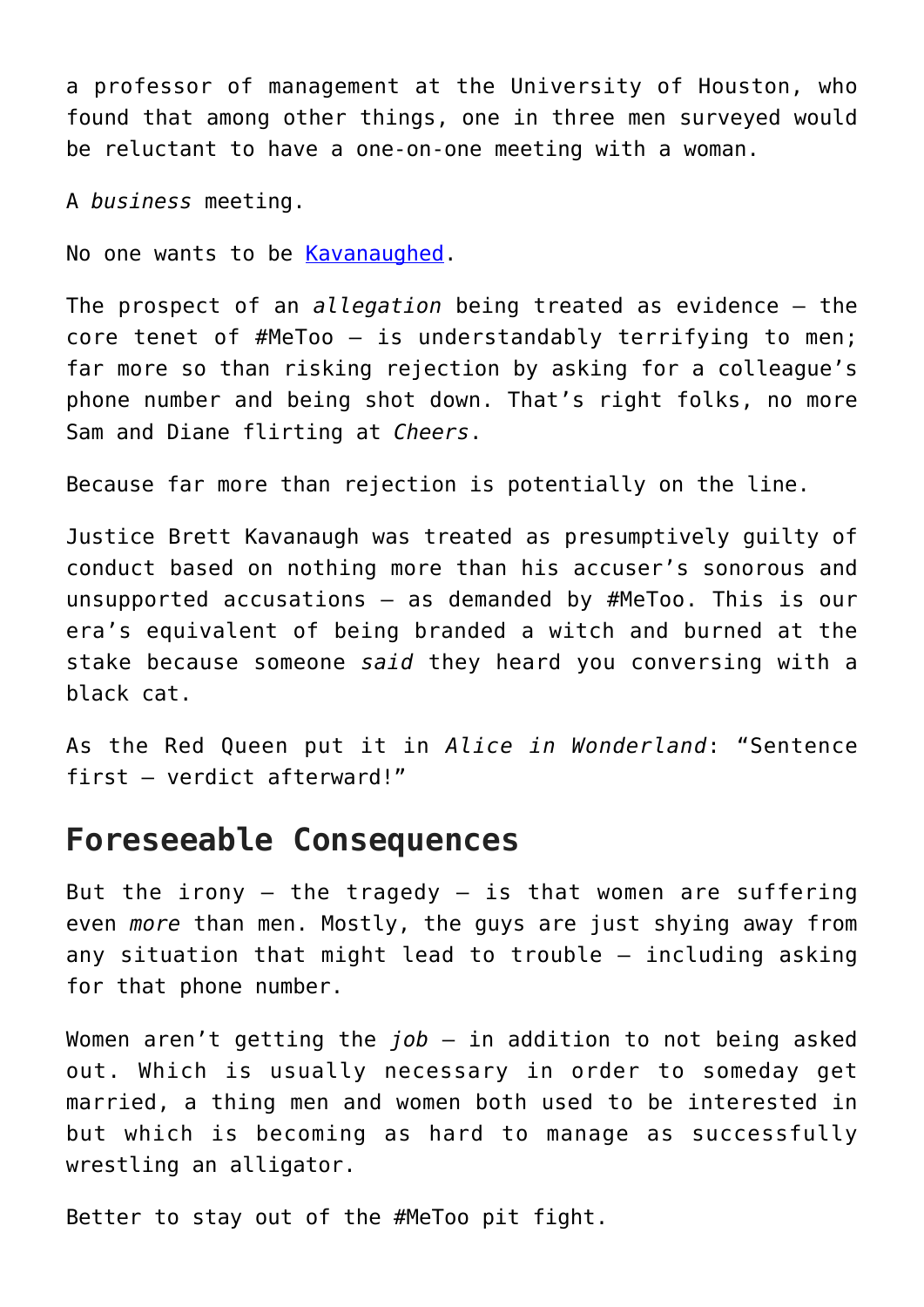a professor of management at the University of Houston, who found that among other things, one in three men surveyed would be reluctant to have a one-on-one meeting with a woman.

A *business* meeting.

No one wants to be [Kavanaughed](Kavanaughed).

The prospect of an *allegation* being treated as evidence – the core tenet of #MeToo – is understandably terrifying to men; far more so than risking rejection by asking for a colleague's phone number and being shot down. That's right folks, no more Sam and Diane flirting at *Cheers*.

Because far more than rejection is potentially on the line.

Justice Brett Kavanaugh was treated as presumptively guilty of conduct based on nothing more than his accuser's sonorous and unsupported accusations – as demanded by #MeToo. This is our era's equivalent of being branded a witch and burned at the stake because someone *said* they heard you conversing with a black cat.

As the Red Queen put it in *Alice in Wonderland*: "Sentence first – verdict afterward!"

## Foreseeable Consequences

But the irony – the tragedy – is that women are suffering even *more* than men. Mostly, the guys are just shying away from any situation that might lead to trouble – including asking for that phone number.

Women aren't getting the *job* – in addition to not being asked out. Which is usually necessary in order to someday get married, a thing men and women both used to be interested in but which is becoming as hard to manage as successfully wrestling an alligator.

Better to stay out of the #MeToo pit fight.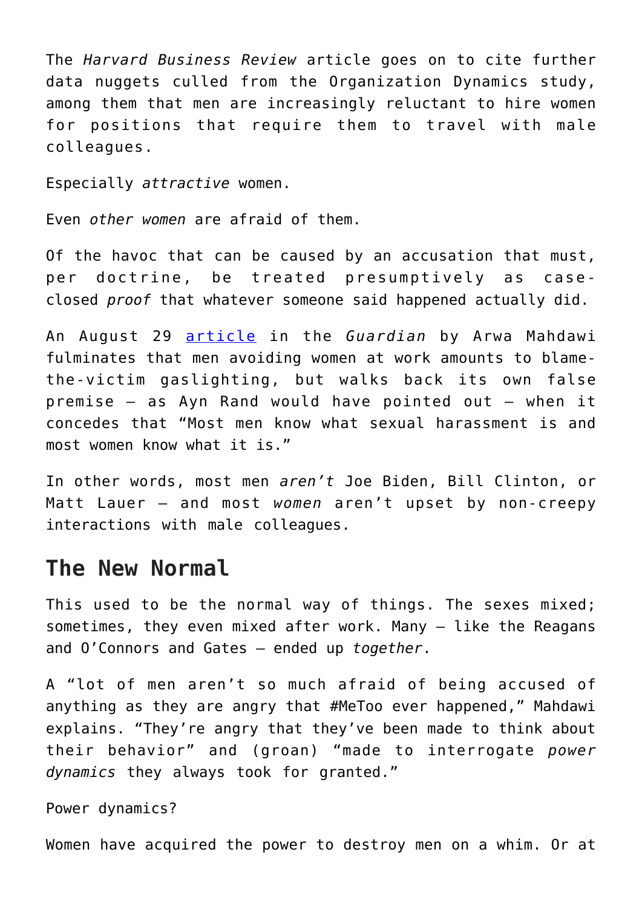The *Harvard Business Review* article goes on to cite further data nuggets culled from the Organization Dynamics study, among them that men are increasingly reluctant to hire women for positions that require them to travel with male colleagues.

Especially *attractive* women.

Even *other women* are afraid of them.

Of the havoc that can be caused by an accusation that must, per doctrine, be treated presumptively as case-closed *proof* that whatever someone said happened actually did.

An August 29 [article](#) in the *Guardian* by Arwa Mahdawi fulminates that men avoiding women at work amounts to blame-the-victim gaslighting, but walks back its own false premise – as Ayn Rand would have pointed out – when it concedes that "Most men know what sexual harassment is and most women know what it is."

In other words, most men *aren't* Joe Biden, Bill Clinton, or Matt Lauer – and most *women* aren't upset by non-creepy interactions with male colleagues.

## The New Normal

This used to be the normal way of things. The sexes mixed; sometimes, they even mixed after work. Many – like the Reagans and O'Connors and Gates – ended up *together*.

A "lot of men aren't so much afraid of being accused of anything as they are angry that #MeToo ever happened," Mahdawi explains. "They're angry that they've been made to think about their behavior" and (groan) "made to interrogate *power dynamics* they always took for granted."

Power dynamics?

Women have acquired the power to destroy men on a whim. Or at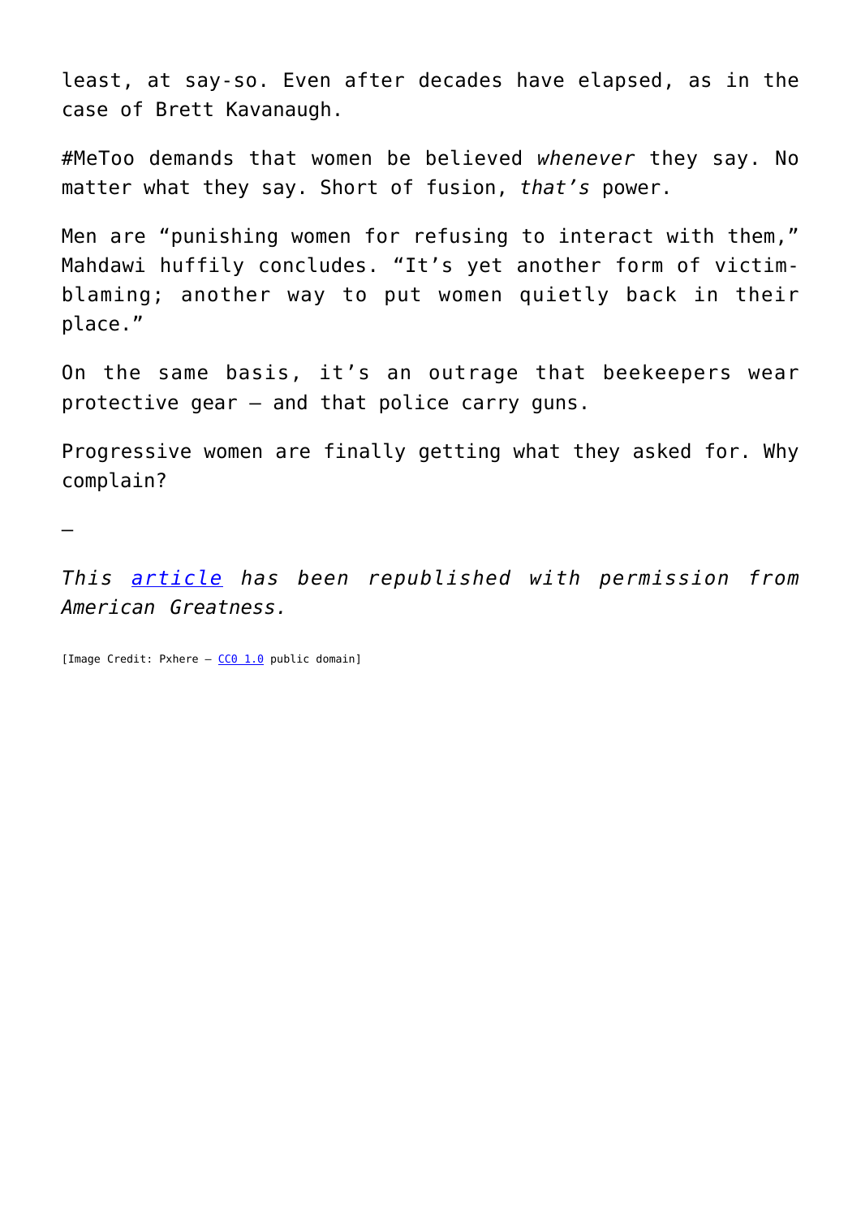least, at say-so. Even after decades have elapsed, as in the case of Brett Kavanaugh.

#MeToo demands that women be believed *whenever* they say. No matter what they say. Short of fusion, *that's* power.

Men are "punishing women for refusing to interact with them," Mahdawi huffily concludes. "It's yet another form of victim-blaming; another way to put women quietly back in their place."

On the same basis, it's an outrage that beekeepers wear protective gear – and that police carry guns.

Progressive women are finally getting what they asked for. Why complain?

—

*This article has been republished with permission from American Greatness.*

[Image Credit: Pxhere – CC0 1.0 public domain]